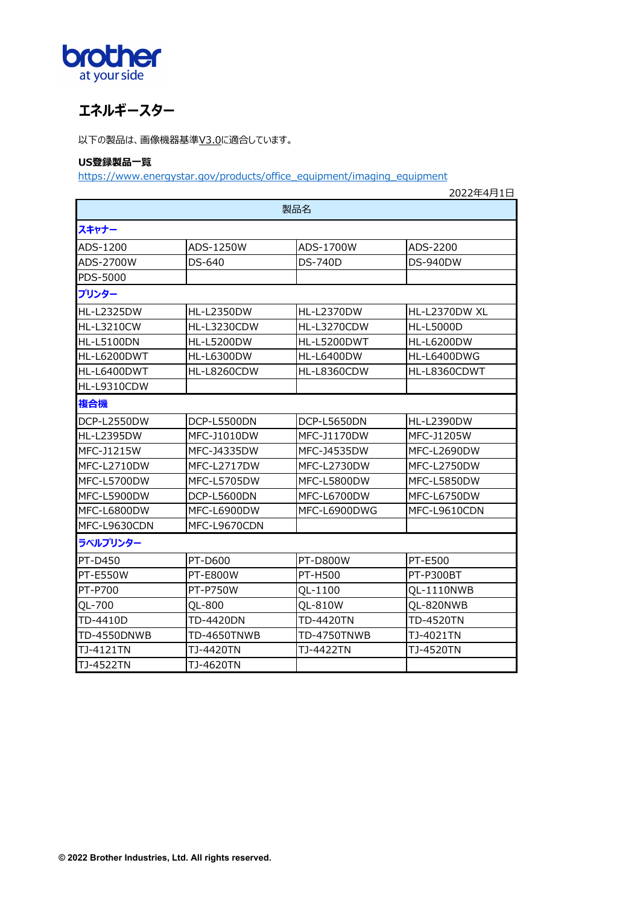brother
at your side

# エネルギースター

以下の製品は、画像機器基準V3.0に適合しています。

**US登録製品一覧**
https://www.energystar.gov/products/office_equipment/imaging_equipment

2022年4月1日

| 製品名 | | | |
|---|---|---|---|
| **スキャナー** | | | |
| ADS-1200 | ADS-1250W | ADS-1700W | ADS-2200 |
| ADS-2700W | DS-640 | DS-740D | DS-940DW |
| PDS-5000 | | | |
| **プリンター** | | | |
| HL-L2325DW | HL-L2350DW | HL-L2370DW | HL-L2370DW XL |
| HL-L3210CW | HL-L3230CDW | HL-L3270CDW | HL-L5000D |
| HL-L5100DN | HL-L5200DW | HL-L5200DWT | HL-L6200DW |
| HL-L6200DWT | HL-L6300DW | HL-L6400DW | HL-L6400DWG |
| HL-L6400DWT | HL-L8260CDW | HL-L8360CDW | HL-L8360CDWT |
| HL-L9310CDW | | | |
| **複合機** | | | |
| DCP-L2550DW | DCP-L5500DN | DCP-L5650DN | HL-L2390DW |
| HL-L2395DW | MFC-J1010DW | MFC-J1170DW | MFC-J1205W |
| MFC-J1215W | MFC-J4335DW | MFC-J4535DW | MFC-L2690DW |
| MFC-L2710DW | MFC-L2717DW | MFC-L2730DW | MFC-L2750DW |
| MFC-L5700DW | MFC-L5705DW | MFC-L5800DW | MFC-L5850DW |
| MFC-L5900DW | DCP-L5600DN | MFC-L6700DW | MFC-L6750DW |
| MFC-L6800DW | MFC-L6900DW | MFC-L6900DWG | MFC-L9610CDN |
| MFC-L9630CDN | MFC-L9670CDN | | |
| **ラベルプリンター** | | | |
| PT-D450 | PT-D600 | PT-D800W | PT-E500 |
| PT-E550W | PT-E800W | PT-H500 | PT-P300BT |
| PT-P700 | PT-P750W | QL-1100 | QL-1110NWB |
| QL-700 | QL-800 | QL-810W | QL-820NWB |
| TD-4410D | TD-4420DN | TD-4420TN | TD-4520TN |
| TD-4550DNWB | TD-4650TNWB | TD-4750TNWB | TJ-4021TN |
| TJ-4121TN | TJ-4420TN | TJ-4422TN | TJ-4520TN |
| TJ-4522TN | TJ-4620TN | | |

© 2022 Brother Industries, Ltd. All rights reserved.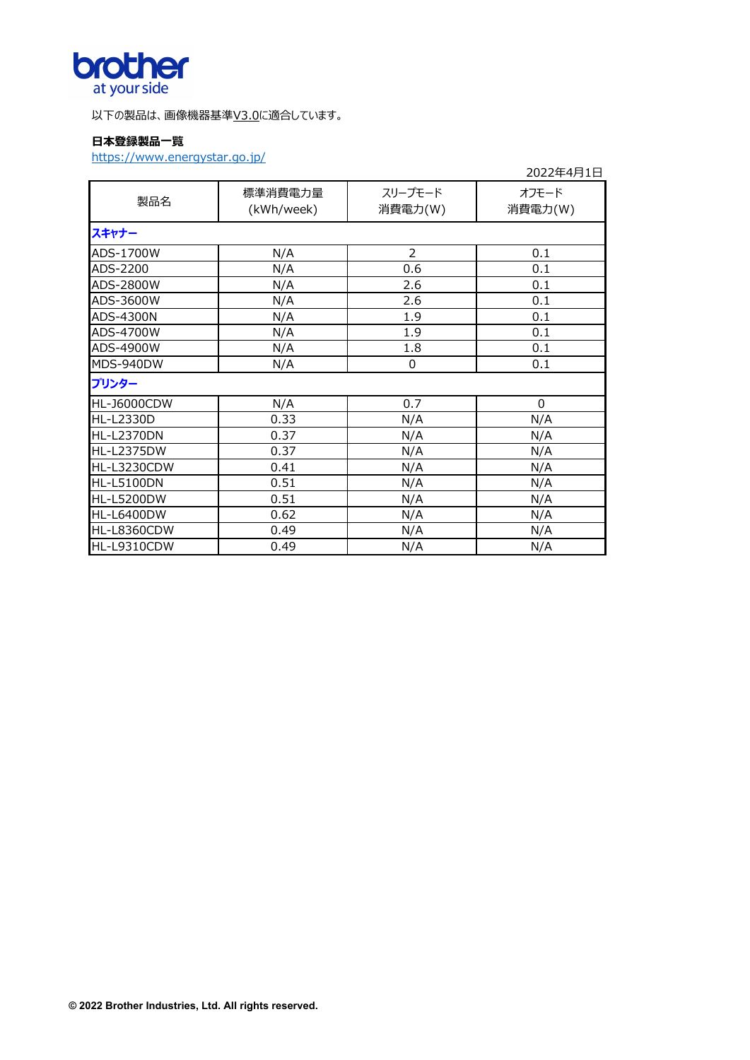brother
at your side

以下の製品は、画像機器基準V3.0に適合しています。

**日本登録製品一覧**

https://www.energystar.go.jp/

2022年4月1日

| 製品名 | 標準消費電力量 (kWh/week) | スリープモード消費電力(W) | オフモード消費電力(W) |
|---|---|---|---|
| **スキャナー** | | | |
| ADS-1700W | N/A | 2 | 0.1 |
| ADS-2200 | N/A | 0.6 | 0.1 |
| ADS-2800W | N/A | 2.6 | 0.1 |
| ADS-3600W | N/A | 2.6 | 0.1 |
| ADS-4300N | N/A | 1.9 | 0.1 |
| ADS-4700W | N/A | 1.9 | 0.1 |
| ADS-4900W | N/A | 1.8 | 0.1 |
| MDS-940DW | N/A | 0 | 0.1 |
| **プリンター** | | | |
| HL-J6000CDW | N/A | 0.7 | 0 |
| HL-L2330D | 0.33 | N/A | N/A |
| HL-L2370DN | 0.37 | N/A | N/A |
| HL-L2375DW | 0.37 | N/A | N/A |
| HL-L3230CDW | 0.41 | N/A | N/A |
| HL-L5100DN | 0.51 | N/A | N/A |
| HL-L5200DW | 0.51 | N/A | N/A |
| HL-L6400DW | 0.62 | N/A | N/A |
| HL-L8360CDW | 0.49 | N/A | N/A |
| HL-L9310CDW | 0.49 | N/A | N/A |

**© 2022 Brother Industries, Ltd. All rights reserved.**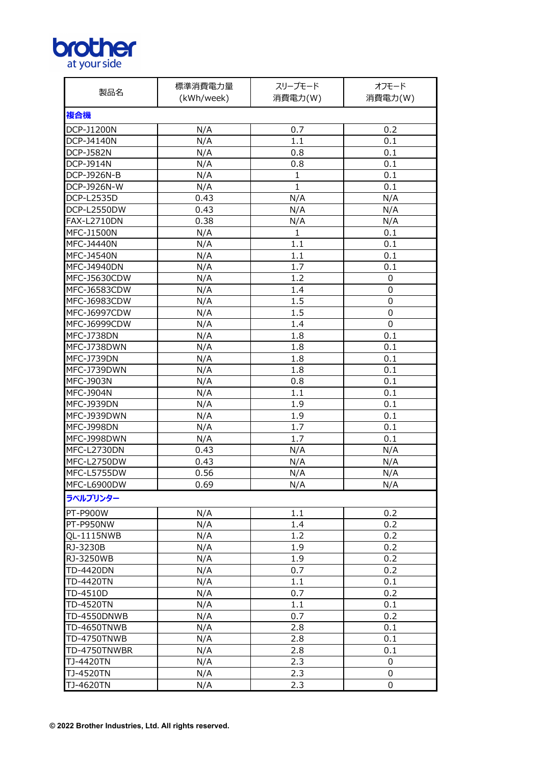brother
at your side

| 製品名 | 標準消費電力量<br>(kWh/week) | スリープモード<br>消費電力(W) | オフモード<br>消費電力(W) |
| --- | --- | --- | --- |
| **複合機** | | | |
| DCP-J1200N | N/A | 0.7 | 0.2 |
| DCP-J4140N | N/A | 1.1 | 0.1 |
| DCP-J582N | N/A | 0.8 | 0.1 |
| DCP-J914N | N/A | 0.8 | 0.1 |
| DCP-J926N-B | N/A | 1 | 0.1 |
| DCP-J926N-W | N/A | 1 | 0.1 |
| DCP-L2535D | 0.43 | N/A | N/A |
| DCP-L2550DW | 0.43 | N/A | N/A |
| FAX-L2710DN | 0.38 | N/A | N/A |
| MFC-J1500N | N/A | 1 | 0.1 |
| MFC-J4440N | N/A | 1.1 | 0.1 |
| MFC-J4540N | N/A | 1.1 | 0.1 |
| MFC-J4940DN | N/A | 1.7 | 0.1 |
| MFC-J5630CDW | N/A | 1.2 | 0 |
| MFC-J6583CDW | N/A | 1.4 | 0 |
| MFC-J6983CDW | N/A | 1.5 | 0 |
| MFC-J6997CDW | N/A | 1.5 | 0 |
| MFC-J6999CDW | N/A | 1.4 | 0 |
| MFC-J738DN | N/A | 1.8 | 0.1 |
| MFC-J738DWN | N/A | 1.8 | 0.1 |
| MFC-J739DN | N/A | 1.8 | 0.1 |
| MFC-J739DWN | N/A | 1.8 | 0.1 |
| MFC-J903N | N/A | 0.8 | 0.1 |
| MFC-J904N | N/A | 1.1 | 0.1 |
| MFC-J939DN | N/A | 1.9 | 0.1 |
| MFC-J939DWN | N/A | 1.9 | 0.1 |
| MFC-J998DN | N/A | 1.7 | 0.1 |
| MFC-J998DWN | N/A | 1.7 | 0.1 |
| MFC-L2730DN | 0.43 | N/A | N/A |
| MFC-L2750DW | 0.43 | N/A | N/A |
| MFC-L5755DW | 0.56 | N/A | N/A |
| MFC-L6900DW | 0.69 | N/A | N/A |
| **ラベルプリンター** | | | |
| PT-P900W | N/A | 1.1 | 0.2 |
| PT-P950NW | N/A | 1.4 | 0.2 |
| QL-1115NWB | N/A | 1.2 | 0.2 |
| RJ-3230B | N/A | 1.9 | 0.2 |
| RJ-3250WB | N/A | 1.9 | 0.2 |
| TD-4420DN | N/A | 0.7 | 0.2 |
| TD-4420TN | N/A | 1.1 | 0.1 |
| TD-4510D | N/A | 0.7 | 0.2 |
| TD-4520TN | N/A | 1.1 | 0.1 |
| TD-4550DNWB | N/A | 0.7 | 0.2 |
| TD-4650TNWB | N/A | 2.8 | 0.1 |
| TD-4750TNWB | N/A | 2.8 | 0.1 |
| TD-4750TNWBR | N/A | 2.8 | 0.1 |
| TJ-4420TN | N/A | 2.3 | 0 |
| TJ-4520TN | N/A | 2.3 | 0 |
| TJ-4620TN | N/A | 2.3 | 0 |

**© 2022 Brother Industries, Ltd. All rights reserved.**